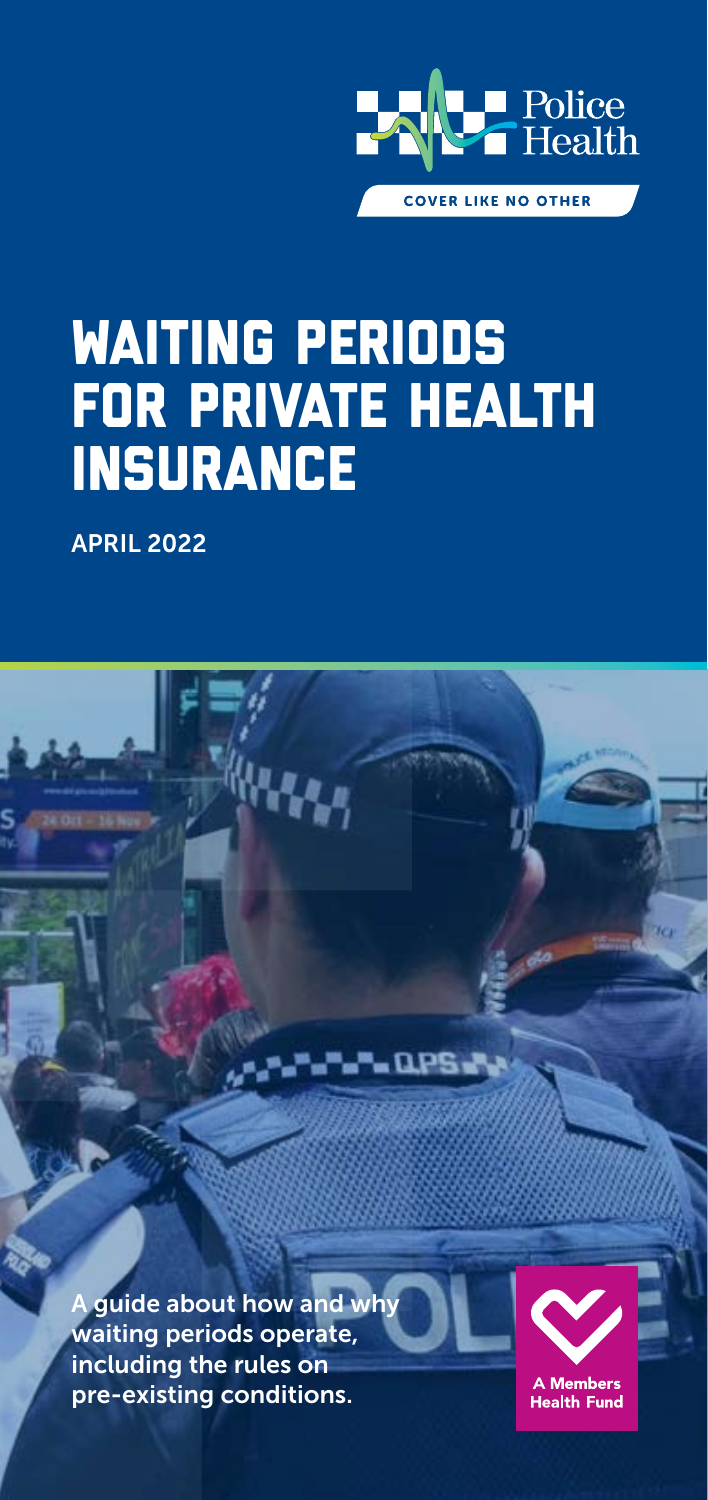Police Health

COVER LIKE NO OTHER

# WAITING PERIODS FOR PRIVATE HEALTH INSURANCE

**APRIL 2022**

A guide about how and why waiting periods operate, including the rules on pre-existing conditions.

A Members Health Fund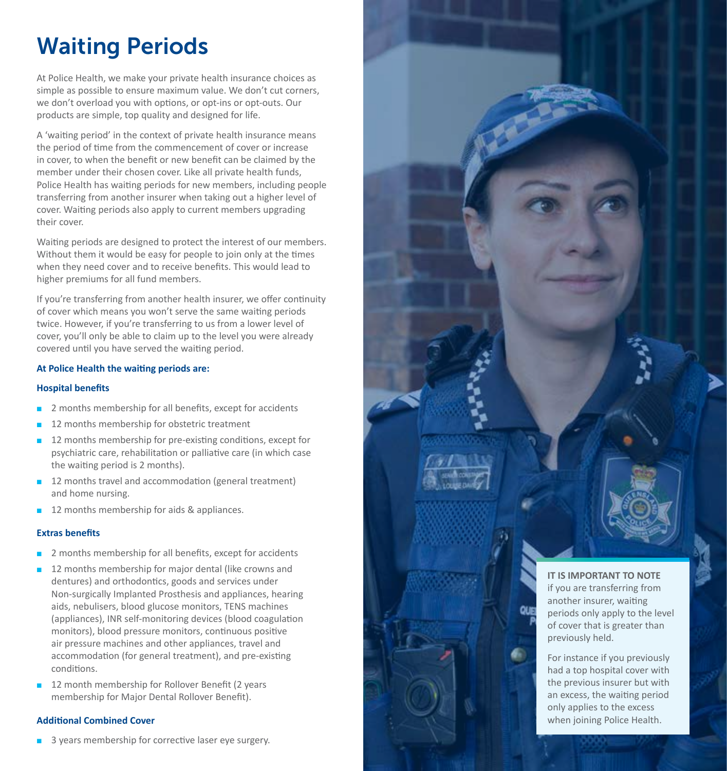# Waiting Periods

At Police Health, we make your private health insurance choices as simple as possible to ensure maximum value. We don't cut corners, we don't overload you with options, or opt-ins or opt-outs. Our products are simple, top quality and designed for life.

A 'waiting period' in the context of private health insurance means the period of time from the commencement of cover or increase in cover, to when the benefit or new benefit can be claimed by the member under their chosen cover. Like all private health funds, Police Health has waiting periods for new members, including people transferring from another insurer when taking out a higher level of cover. Waiting periods also apply to current members upgrading their cover.

Waiting periods are designed to protect the interest of our members. Without them it would be easy for people to join only at the times when they need cover and to receive benefits. This would lead to higher premiums for all fund members.

If you're transferring from another health insurer, we offer continuity of cover which means you won't serve the same waiting periods twice. However, if you're transferring to us from a lower level of cover, you'll only be able to claim up to the level you were already covered until you have served the waiting period.

**At Police Health the waiting periods are:**

**Hospital benefits**

- 2 months membership for all benefits, except for accidents
- 12 months membership for obstetric treatment
- 12 months membership for pre-existing conditions, except for psychiatric care, rehabilitation or palliative care (in which case the waiting period is 2 months).
- 12 months travel and accommodation (general treatment) and home nursing.
- 12 months membership for aids & appliances.

**Extras benefits**

- 2 months membership for all benefits, except for accidents
- 12 months membership for major dental (like crowns and dentures) and orthodontics, goods and services under Non-surgically Implanted Prosthesis and appliances, hearing aids, nebulisers, blood glucose monitors, TENS machines (appliances), INR self-monitoring devices (blood coagulation monitors), blood pressure monitors, continuous positive air pressure machines and other appliances, travel and accommodation (for general treatment), and pre-existing conditions.
- 12 month membership for Rollover Benefit (2 years membership for Major Dental Rollover Benefit).

**Additional Combined Cover**

- 3 years membership for corrective laser eye surgery.

**IT IS IMPORTANT TO NOTE** if you are transferring from another insurer, waiting periods only apply to the level of cover that is greater than previously held.

For instance if you previously had a top hospital cover with the previous insurer but with an excess, the waiting period only applies to the excess when joining Police Health.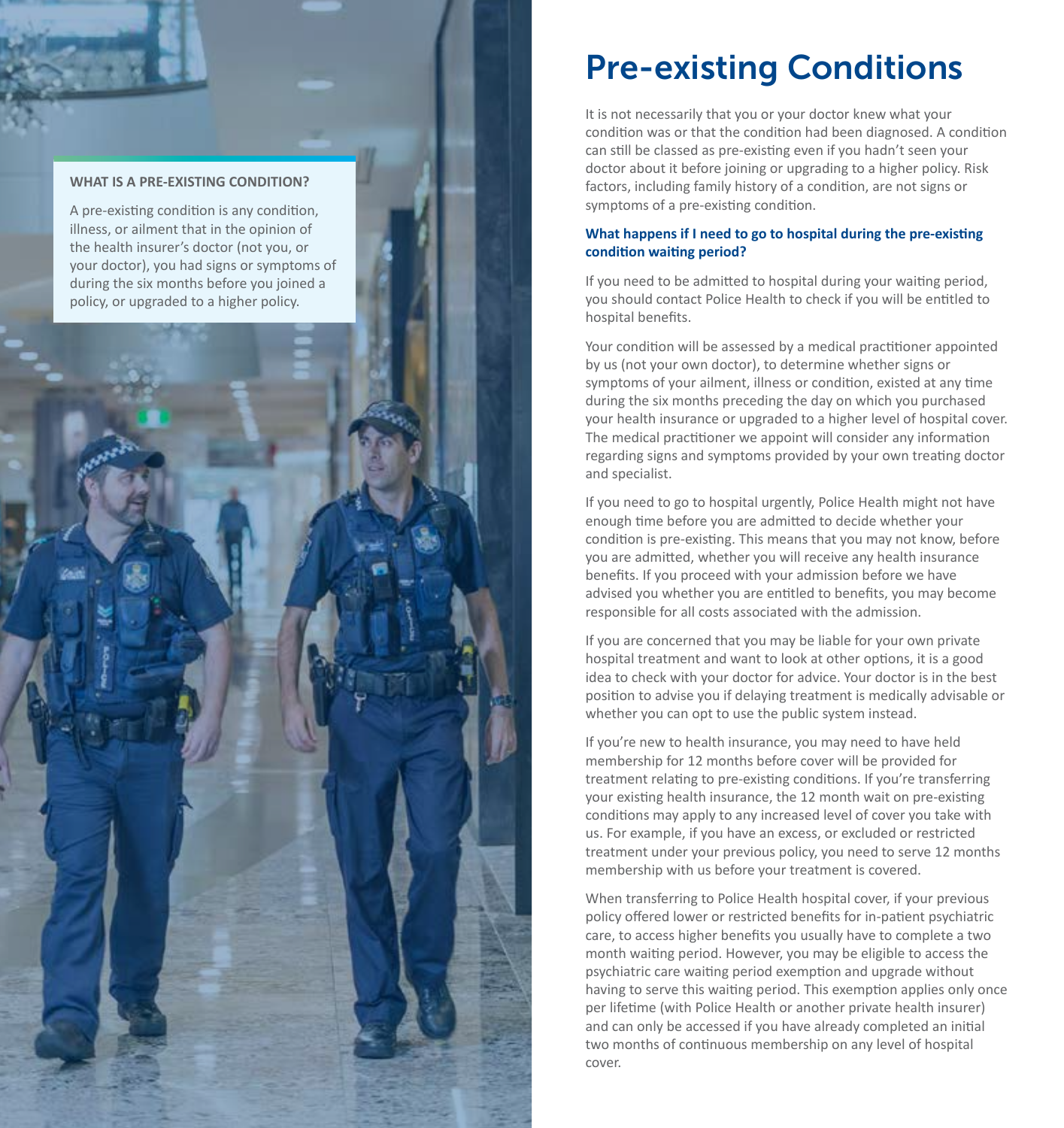### WHAT IS A PRE-EXISTING CONDITION?

A pre-existing condition is any condition, illness, or ailment that in the opinion of the health insurer's doctor (not you, or your doctor), you had signs or symptoms of during the six months before you joined a policy, or upgraded to a higher policy.

# Pre-existing Conditions

It is not necessarily that you or your doctor knew what your condition was or that the condition had been diagnosed. A condition can still be classed as pre-existing even if you hadn't seen your doctor about it before joining or upgrading to a higher policy. Risk factors, including family history of a condition, are not signs or symptoms of a pre-existing condition.

### What happens if I need to go to hospital during the pre-existing condition waiting period?

If you need to be admitted to hospital during your waiting period, you should contact Police Health to check if you will be entitled to hospital benefits.

Your condition will be assessed by a medical practitioner appointed by us (not your own doctor), to determine whether signs or symptoms of your ailment, illness or condition, existed at any time during the six months preceding the day on which you purchased your health insurance or upgraded to a higher level of hospital cover. The medical practitioner we appoint will consider any information regarding signs and symptoms provided by your own treating doctor and specialist.

If you need to go to hospital urgently, Police Health might not have enough time before you are admitted to decide whether your condition is pre-existing. This means that you may not know, before you are admitted, whether you will receive any health insurance benefits. If you proceed with your admission before we have advised you whether you are entitled to benefits, you may become responsible for all costs associated with the admission.

If you are concerned that you may be liable for your own private hospital treatment and want to look at other options, it is a good idea to check with your doctor for advice. Your doctor is in the best position to advise you if delaying treatment is medically advisable or whether you can opt to use the public system instead.

If you're new to health insurance, you may need to have held membership for 12 months before cover will be provided for treatment relating to pre-existing conditions. If you're transferring your existing health insurance, the 12 month wait on pre-existing conditions may apply to any increased level of cover you take with us. For example, if you have an excess, or excluded or restricted treatment under your previous policy, you need to serve 12 months membership with us before your treatment is covered.

When transferring to Police Health hospital cover, if your previous policy offered lower or restricted benefits for in-patient psychiatric care, to access higher benefits you usually have to complete a two month waiting period. However, you may be eligible to access the psychiatric care waiting period exemption and upgrade without having to serve this waiting period. This exemption applies only once per lifetime (with Police Health or another private health insurer) and can only be accessed if you have already completed an initial two months of continuous membership on any level of hospital cover.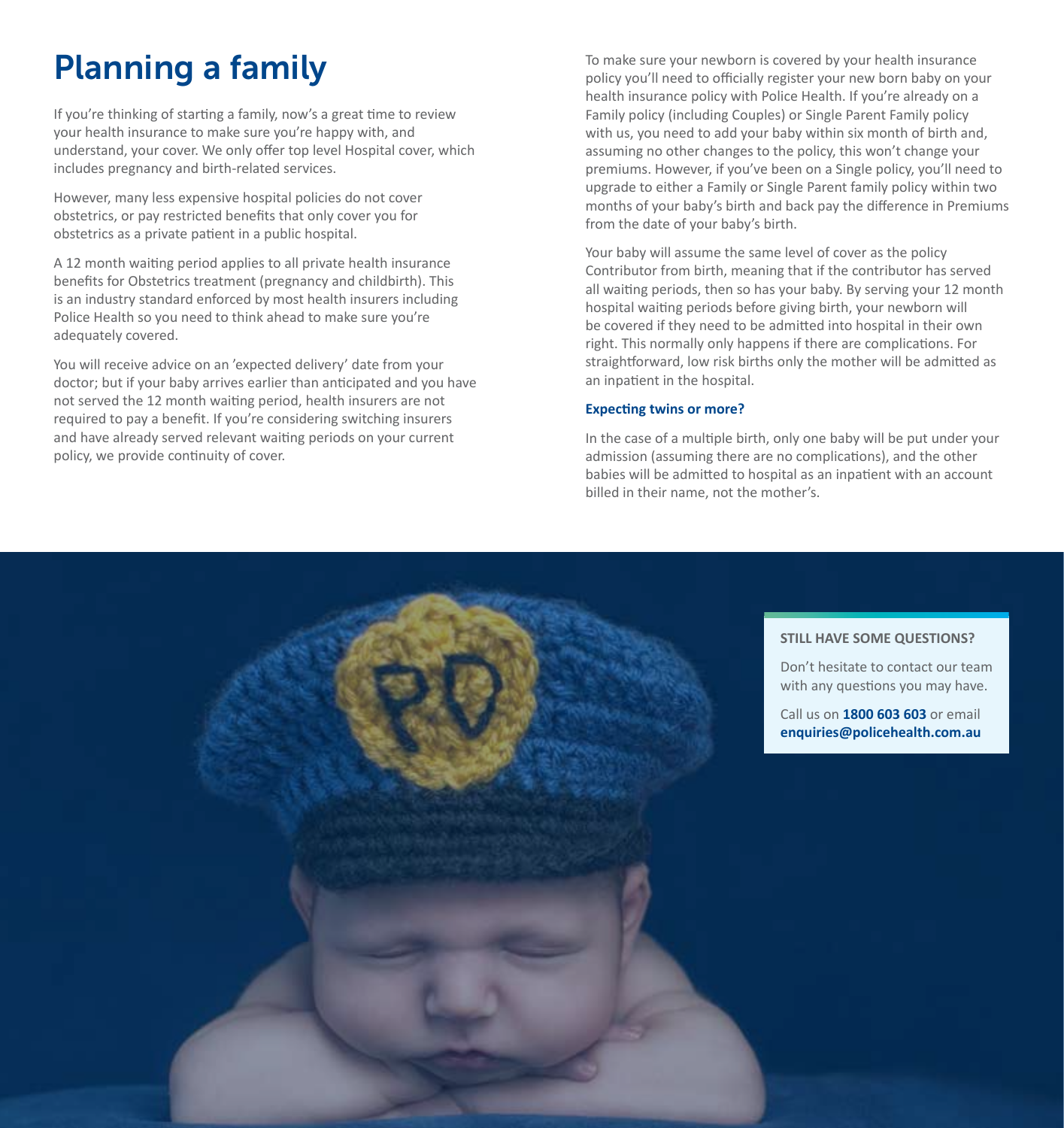# Planning a family

If you're thinking of starting a family, now's a great time to review your health insurance to make sure you're happy with, and understand, your cover. We only offer top level Hospital cover, which includes pregnancy and birth-related services.

However, many less expensive hospital policies do not cover obstetrics, or pay restricted benefits that only cover you for obstetrics as a private patient in a public hospital.

A 12 month waiting period applies to all private health insurance benefits for Obstetrics treatment (pregnancy and childbirth). This is an industry standard enforced by most health insurers including Police Health so you need to think ahead to make sure you're adequately covered.

You will receive advice on an 'expected delivery' date from your doctor; but if your baby arrives earlier than anticipated and you have not served the 12 month waiting period, health insurers are not required to pay a benefit. If you're considering switching insurers and have already served relevant waiting periods on your current policy, we provide continuity of cover.

To make sure your newborn is covered by your health insurance policy you'll need to officially register your new born baby on your health insurance policy with Police Health. If you're already on a Family policy (including Couples) or Single Parent Family policy with us, you need to add your baby within six month of birth and, assuming no other changes to the policy, this won't change your premiums. However, if you've been on a Single policy, you'll need to upgrade to either a Family or Single Parent family policy within two months of your baby's birth and back pay the difference in Premiums from the date of your baby's birth.

Your baby will assume the same level of cover as the policy Contributor from birth, meaning that if the contributor has served all waiting periods, then so has your baby. By serving your 12 month hospital waiting periods before giving birth, your newborn will be covered if they need to be admitted into hospital in their own right. This normally only happens if there are complications. For straightforward, low risk births only the mother will be admitted as an inpatient in the hospital.

**Expecting twins or more?**

In the case of a multiple birth, only one baby will be put under your admission (assuming there are no complications), and the other babies will be admitted to hospital as an inpatient with an account billed in their name, not the mother's.

**STILL HAVE SOME QUESTIONS?**

Don't hesitate to contact our team with any questions you may have.

Call us on **1800 603 603** or email **enquiries@policehealth.com.au**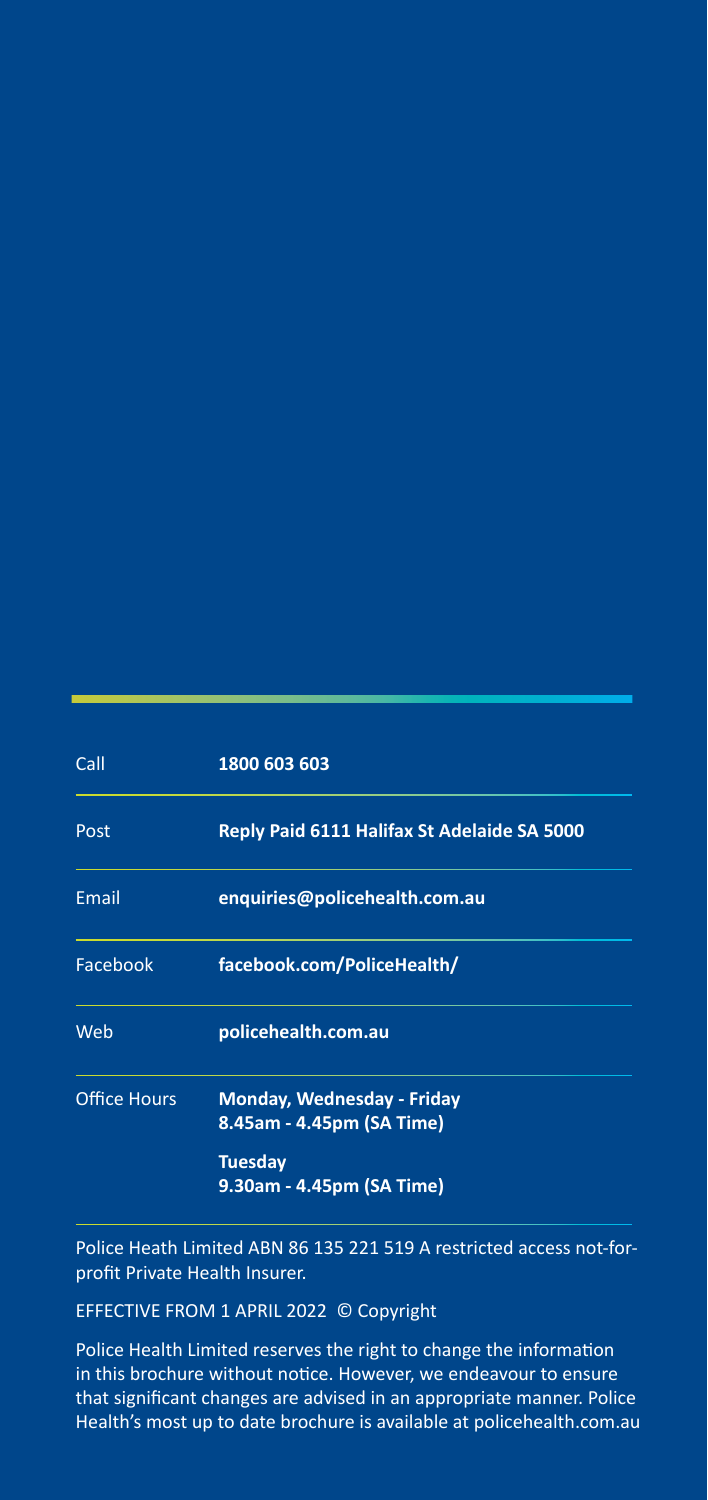| | |
|---|---|
| Call | **1800 603 603** |
| Post | **Reply Paid 6111 Halifax St Adelaide SA 5000** |
| Email | **enquiries@policehealth.com.au** |
| Facebook | **facebook.com/PoliceHealth/** |
| Web | **policehealth.com.au** |
| Office Hours | **Monday, Wednesday - Friday 8.45am - 4.45pm (SA Time)** <br> **Tuesday 9.30am - 4.45pm (SA Time)** |

Police Heath Limited ABN 86 135 221 519 A restricted access not-for-profit Private Health Insurer.

EFFECTIVE FROM 1 APRIL 2022 © Copyright

Police Health Limited reserves the right to change the information in this brochure without notice. However, we endeavour to ensure that significant changes are advised in an appropriate manner. Police Health's most up to date brochure is available at policehealth.com.au